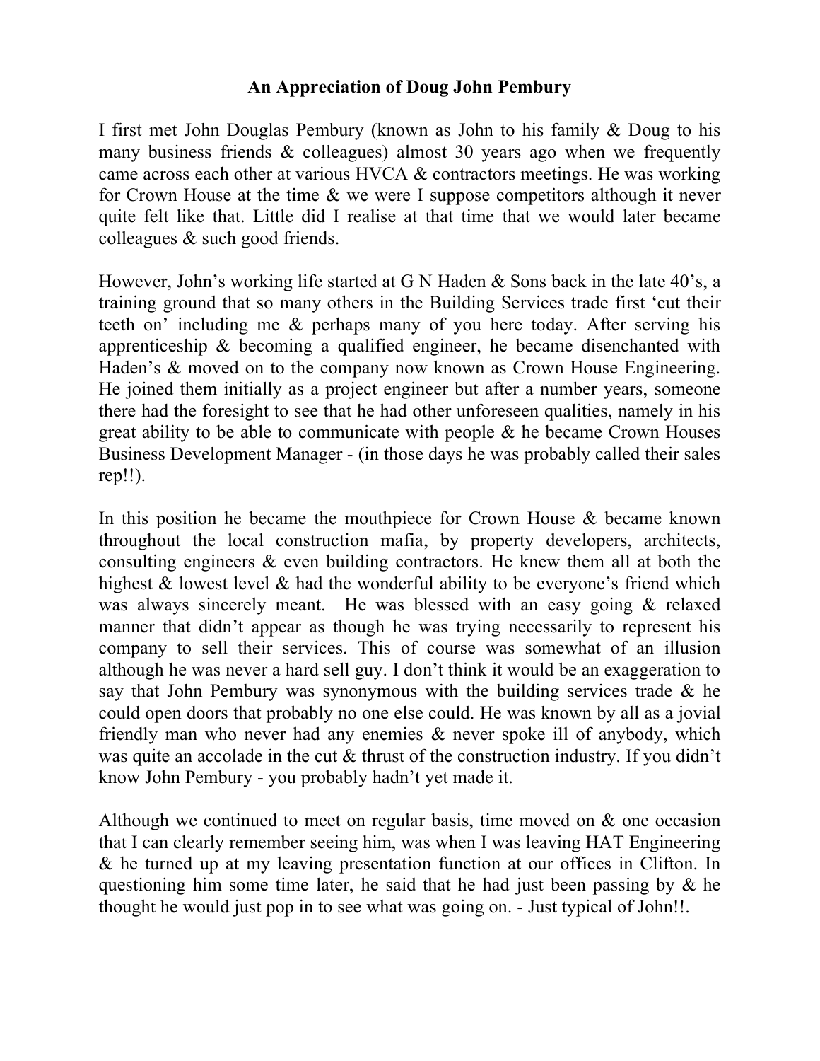# An Appreciation of Doug John Pembury

I first met John Douglas Pembury (known as John to his family & Doug to his many business friends & colleagues) almost 30 years ago when we frequently came across each other at various HVCA & contractors meetings. He was working for Crown House at the time & we were I suppose competitors although it never quite felt like that. Little did I realise at that time that we would later became colleagues & such good friends.

However, John's working life started at G N Haden & Sons back in the late 40's, a training ground that so many others in the Building Services trade first 'cut their teeth on' including me & perhaps many of you here today. After serving his apprenticeship & becoming a qualified engineer, he became disenchanted with Haden's & moved on to the company now known as Crown House Engineering. He joined them initially as a project engineer but after a number years, someone there had the foresight to see that he had other unforeseen qualities, namely in his great ability to be able to communicate with people & he became Crown Houses Business Development Manager - (in those days he was probably called their sales rep!!).

In this position he became the mouthpiece for Crown House & became known throughout the local construction mafia, by property developers, architects, consulting engineers & even building contractors. He knew them all at both the highest & lowest level & had the wonderful ability to be everyone's friend which was always sincerely meant. He was blessed with an easy going & relaxed manner that didn't appear as though he was trying necessarily to represent his company to sell their services. This of course was somewhat of an illusion although he was never a hard sell guy. I don't think it would be an exaggeration to say that John Pembury was synonymous with the building services trade & he could open doors that probably no one else could. He was known by all as a jovial friendly man who never had any enemies & never spoke ill of anybody, which was quite an accolade in the cut & thrust of the construction industry. If you didn't know John Pembury - you probably hadn't yet made it.

Although we continued to meet on regular basis, time moved on & one occasion that I can clearly remember seeing him, was when I was leaving HAT Engineering & he turned up at my leaving presentation function at our offices in Clifton. In questioning him some time later, he said that he had just been passing by & he thought he would just pop in to see what was going on. - Just typical of John!!.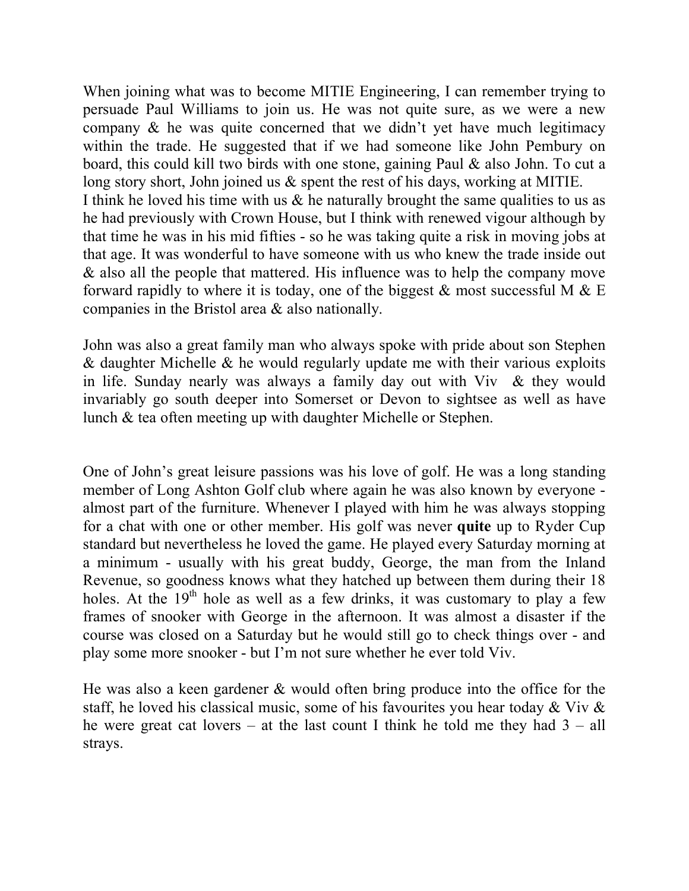When joining what was to become MITIE Engineering, I can remember trying to persuade Paul Williams to join us. He was not quite sure, as we were a new company & he was quite concerned that we didn't yet have much legitimacy within the trade. He suggested that if we had someone like John Pembury on board, this could kill two birds with one stone, gaining Paul & also John. To cut a long story short, John joined us & spent the rest of his days, working at MITIE.
I think he loved his time with us & he naturally brought the same qualities to us as he had previously with Crown House, but I think with renewed vigour although by that time he was in his mid fifties - so he was taking quite a risk in moving jobs at that age. It was wonderful to have someone with us who knew the trade inside out & also all the people that mattered. His influence was to help the company move forward rapidly to where it is today, one of the biggest & most successful M & E companies in the Bristol area & also nationally.

John was also a great family man who always spoke with pride about son Stephen & daughter Michelle & he would regularly update me with their various exploits in life. Sunday nearly was always a family day out with Viv & they would invariably go south deeper into Somerset or Devon to sightsee as well as have lunch & tea often meeting up with daughter Michelle or Stephen.

One of John's great leisure passions was his love of golf. He was a long standing member of Long Ashton Golf club where again he was also known by everyone - almost part of the furniture. Whenever I played with him he was always stopping for a chat with one or other member. His golf was never **quite** up to Ryder Cup standard but nevertheless he loved the game. He played every Saturday morning at a minimum - usually with his great buddy, George, the man from the Inland Revenue, so goodness knows what they hatched up between them during their 18 holes. At the 19th hole as well as a few drinks, it was customary to play a few frames of snooker with George in the afternoon. It was almost a disaster if the course was closed on a Saturday but he would still go to check things over - and play some more snooker - but I'm not sure whether he ever told Viv.

He was also a keen gardener & would often bring produce into the office for the staff, he loved his classical music, some of his favourites you hear today & Viv & he were great cat lovers – at the last count I think he told me they had 3 – all strays.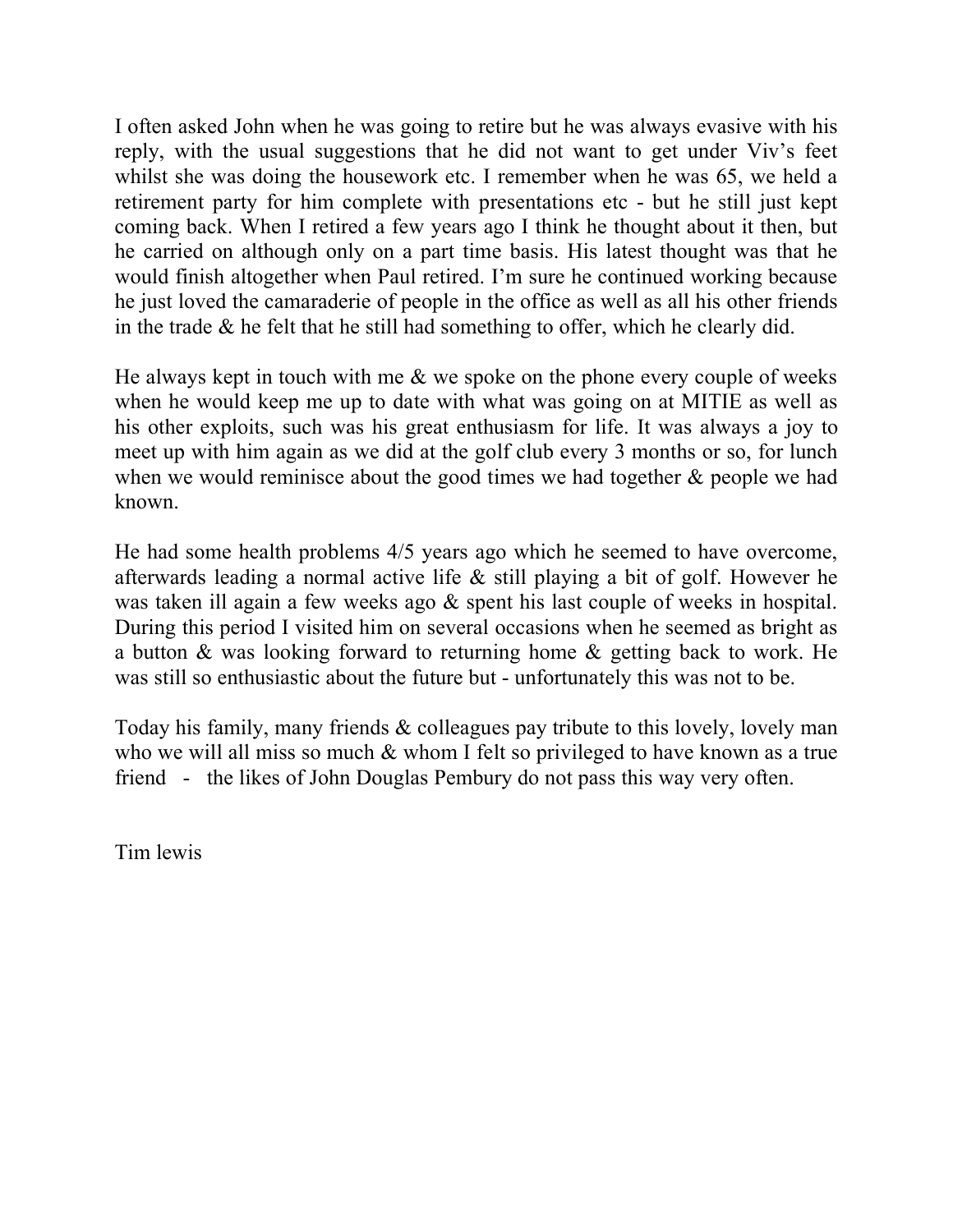I often asked John when he was going to retire but he was always evasive with his reply, with the usual suggestions that he did not want to get under Viv's feet whilst she was doing the housework etc. I remember when he was 65, we held a retirement party for him complete with presentations etc - but he still just kept coming back. When I retired a few years ago I think he thought about it then, but he carried on although only on a part time basis. His latest thought was that he would finish altogether when Paul retired. I'm sure he continued working because he just loved the camaraderie of people in the office as well as all his other friends in the trade & he felt that he still had something to offer, which he clearly did.

He always kept in touch with me & we spoke on the phone every couple of weeks when he would keep me up to date with what was going on at MITIE as well as his other exploits, such was his great enthusiasm for life. It was always a joy to meet up with him again as we did at the golf club every 3 months or so, for lunch when we would reminisce about the good times we had together & people we had known.

He had some health problems 4/5 years ago which he seemed to have overcome, afterwards leading a normal active life & still playing a bit of golf. However he was taken ill again a few weeks ago & spent his last couple of weeks in hospital. During this period I visited him on several occasions when he seemed as bright as a button & was looking forward to returning home & getting back to work. He was still so enthusiastic about the future but - unfortunately this was not to be.

Today his family, many friends & colleagues pay tribute to this lovely, lovely man who we will all miss so much & whom I felt so privileged to have known as a true friend - the likes of John Douglas Pembury do not pass this way very often.

Tim lewis